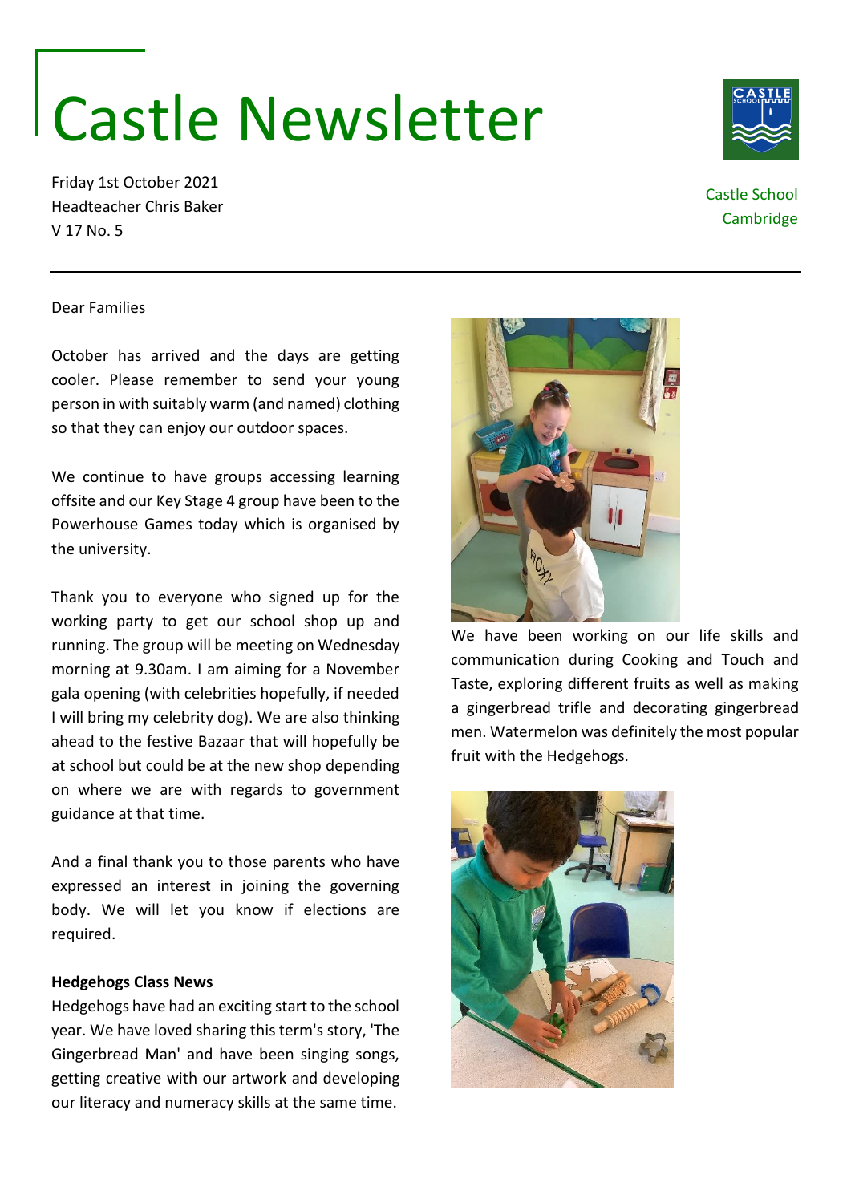# Castle Newsletter

Friday 1st October 2021
Headteacher Chris Baker
V 17 No. 5

Castle School
Cambridge

Dear Families

October has arrived and the days are getting cooler. Please remember to send your young person in with suitably warm (and named) clothing so that they can enjoy our outdoor spaces.

We continue to have groups accessing learning offsite and our Key Stage 4 group have been to the Powerhouse Games today which is organised by the university.

Thank you to everyone who signed up for the working party to get our school shop up and running. The group will be meeting on Wednesday morning at 9.30am. I am aiming for a November gala opening (with celebrities hopefully, if needed I will bring my celebrity dog). We are also thinking ahead to the festive Bazaar that will hopefully be at school but could be at the new shop depending on where we are with regards to government guidance at that time.

And a final thank you to those parents who have expressed an interest in joining the governing body. We will let you know if elections are required.

**Hedgehogs Class News**

Hedgehogs have had an exciting start to the school year. We have loved sharing this term's story, 'The Gingerbread Man' and have been singing songs, getting creative with our artwork and developing our literacy and numeracy skills at the same time.

We have been working on our life skills and communication during Cooking and Touch and Taste, exploring different fruits as well as making a gingerbread trifle and decorating gingerbread men. Watermelon was definitely the most popular fruit with the Hedgehogs.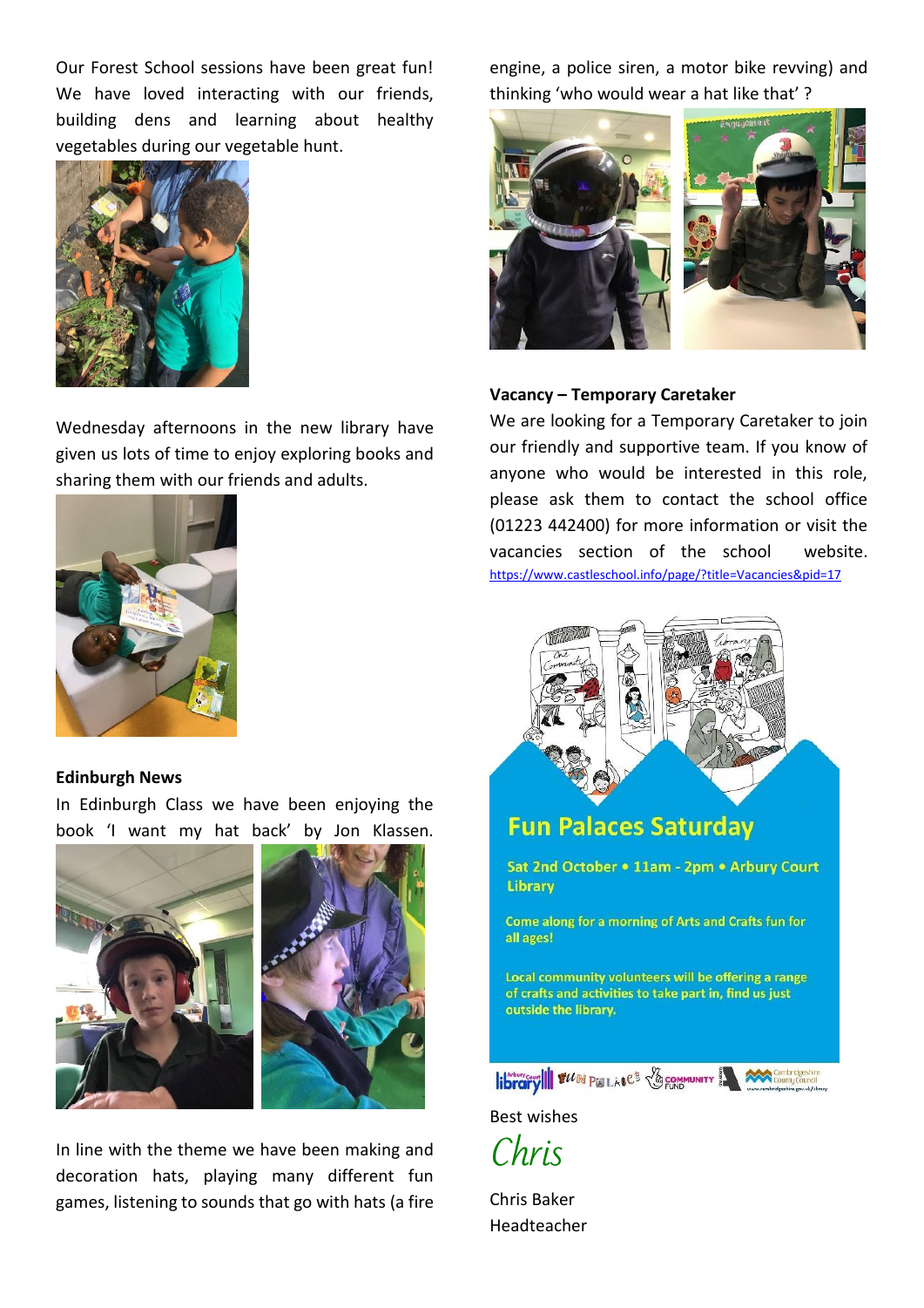Our Forest School sessions have been great fun! We have loved interacting with our friends, building dens and learning about healthy vegetables during our vegetable hunt.

Wednesday afternoons in the new library have given us lots of time to enjoy exploring books and sharing them with our friends and adults.

**Edinburgh News**

In Edinburgh Class we have been enjoying the book 'I want my hat back' by Jon Klassen.

In line with the theme we have been making and decoration hats, playing many different fun games, listening to sounds that go with hats (a fire engine, a police siren, a motor bike revving) and thinking 'who would wear a hat like that' ?

**Vacancy – Temporary Caretaker**

We are looking for a Temporary Caretaker to join our friendly and supportive team. If you know of anyone who would be interested in this role, please ask them to contact the school office (01223 442400) for more information or visit the vacancies section of the school website. https://www.castleschool.info/page/?title=Vacancies&pid=17

**Fun Palaces Saturday**

Sat 2nd October • 11am - 2pm • Arbury Court Library

Come along for a morning of Arts and Crafts fun for all ages!

Local community volunteers will be offering a range of crafts and activities to take part in, find us just outside the library.

Best wishes

*Chris*

Chris Baker
Headteacher